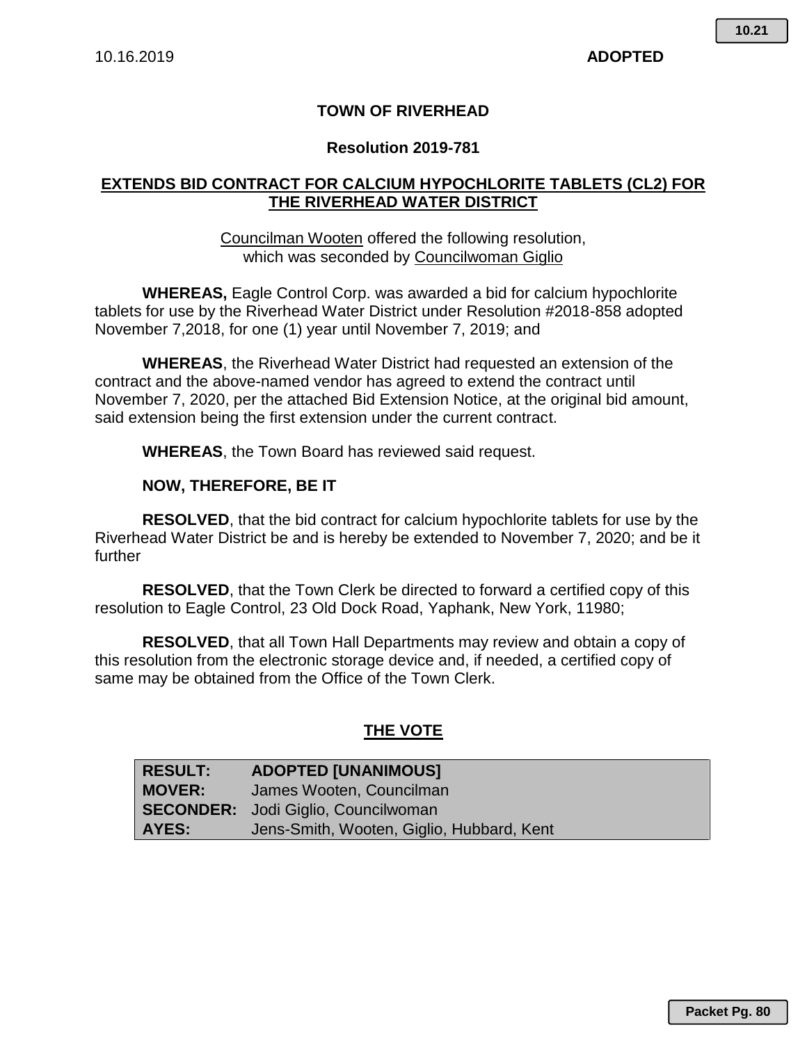10.16.2019 **ADOPTED**

**TOWN OF RIVERHEAD**

**Resolution 2019-781**

**EXTENDS BID CONTRACT FOR CALCIUM HYPOCHLORITE TABLETS (CL2) FOR THE RIVERHEAD WATER DISTRICT**

Councilman Wooten offered the following resolution, which was seconded by Councilwoman Giglio

**WHEREAS,** Eagle Control Corp. was awarded a bid for calcium hypochlorite tablets for use by the Riverhead Water District under Resolution #2018-858 adopted November 7,2018, for one (1) year until November 7, 2019; and

**WHEREAS**, the Riverhead Water District had requested an extension of the contract and the above-named vendor has agreed to extend the contract until November 7, 2020, per the attached Bid Extension Notice, at the original bid amount, said extension being the first extension under the current contract.

**WHEREAS**, the Town Board has reviewed said request.

**NOW, THEREFORE, BE IT**

**RESOLVED**, that the bid contract for calcium hypochlorite tablets for use by the Riverhead Water District be and is hereby be extended to November 7, 2020; and be it further

**RESOLVED**, that the Town Clerk be directed to forward a certified copy of this resolution to Eagle Control, 23 Old Dock Road, Yaphank, New York, 11980;

**RESOLVED**, that all Town Hall Departments may review and obtain a copy of this resolution from the electronic storage device and, if needed, a certified copy of same may be obtained from the Office of the Town Clerk.

**THE VOTE**

| | |
|---|---|
| **RESULT:** | **ADOPTED [UNANIMOUS]** |
| **MOVER:** | James Wooten, Councilman |
| **SECONDER:** | Jodi Giglio, Councilwoman |
| **AYES:** | Jens-Smith, Wooten, Giglio, Hubbard, Kent |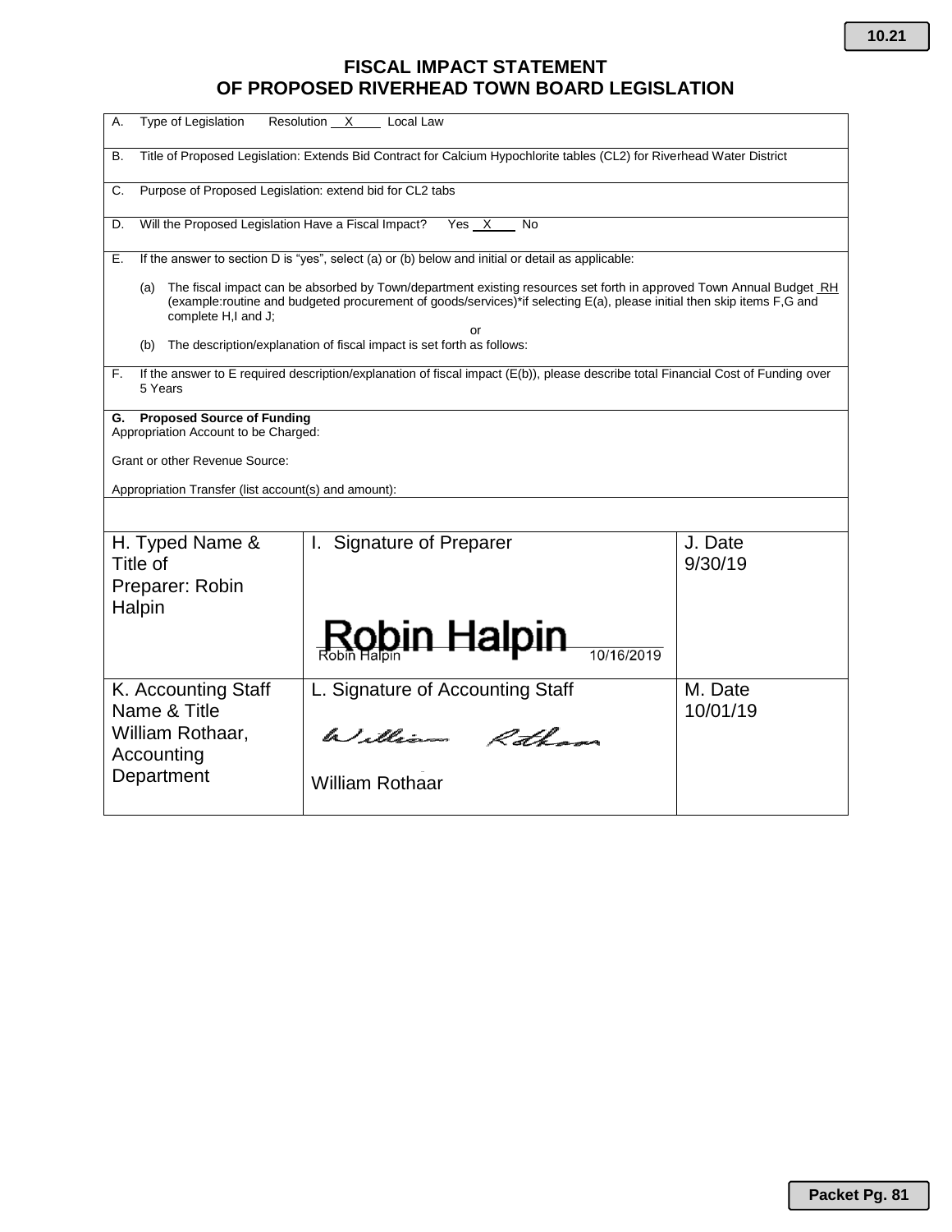# FISCAL IMPACT STATEMENT OF PROPOSED RIVERHEAD TOWN BOARD LEGISLATION

A. Type of Legislation Resolution \_\_X\_\_\_\_ Local Law

B. Title of Proposed Legislation: Extends Bid Contract for Calcium Hypochlorite tables (CL2) for Riverhead Water District

C. Purpose of Proposed Legislation: extend bid for CL2 tabs

D. Will the Proposed Legislation Have a Fiscal Impact? Yes \_X\_\_\_ No

E. If the answer to section D is "yes", select (a) or (b) below and initial or detail as applicable:

(a) The fiscal impact can be absorbed by Town/department existing resources set forth in approved Town Annual Budget RH (example:routine and budgeted procurement of goods/services)*if selecting E(a), please initial then skip items F,G and complete H,I and J;

or

(b) The description/explanation of fiscal impact is set forth as follows:

F. If the answer to E required description/explanation of fiscal impact (E(b)), please describe total Financial Cost of Funding over 5 Years

**G. Proposed Source of Funding**
Appropriation Account to be Charged:

Grant or other Revenue Source:

Appropriation Transfer (list account(s) and amount):

| H. Typed Name & Title of Preparer: Robin Halpin | I. Signature of Preparer<br>Robin Halpin<br>Robin Halpin 10/16/2019 | J. Date<br>9/30/19 |
|---|---|---|
| K. Accounting Staff Name & Title<br>William Rothaar, Accounting Department | L. Signature of Accounting Staff<br>William Rothaar<br>William Rothaar | M. Date<br>10/01/19 |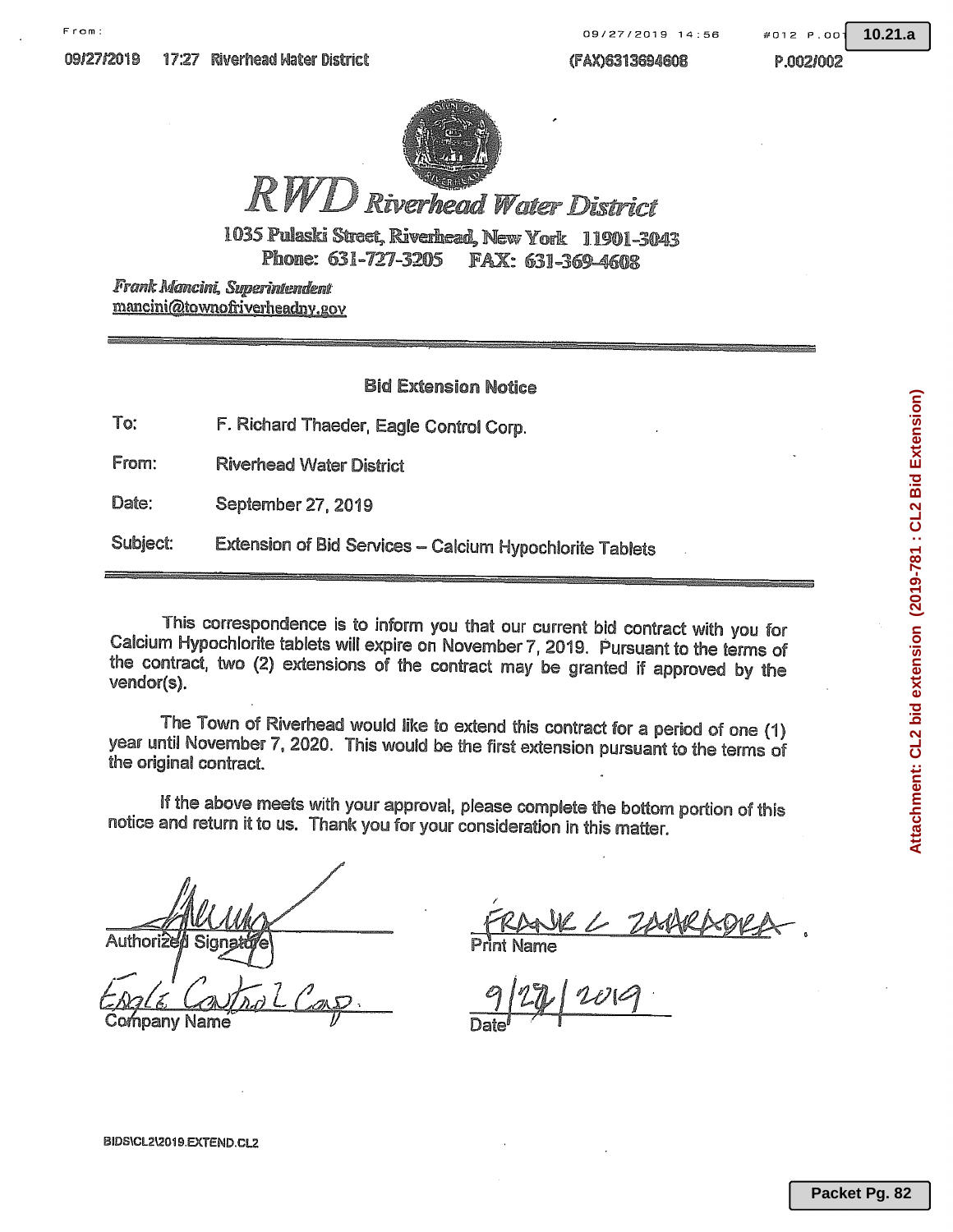# RWD Riverhead Water District

1035 Pulaski Street, Riverhead, New York 11901-3043
Phone: 631-727-3205 FAX: 631-369-4608

*Frank Mancini, Superintendent*
mancini@townofriverheadny.gov

## Bid Extension Notice

| | |
|---|---|
| To: | F. Richard Thaeder, Eagle Control Corp. |
| From: | Riverhead Water District |
| Date: | September 27, 2019 |
| Subject: | Extension of Bid Services – Calcium Hypochlorite Tablets |

This correspondence is to inform you that our current bid contract with you for Calcium Hypochlorite tablets will expire on November 7, 2019. Pursuant to the terms of the contract, two (2) extensions of the contract may be granted if approved by the vendor(s).

The Town of Riverhead would like to extend this contract for a period of one (1) year until November 7, 2020. This would be the first extension pursuant to the terms of the original contract.

If the above meets with your approval, please complete the bottom portion of this notice and return it to us. Thank you for your consideration in this matter.

[Signature]
Authorized Signature

Frank L Zaarador
Print Name

Eagle Control Corp.
Company Name

9/27/2019
Date

BIDS\CL2\2019.EXTEND.CL2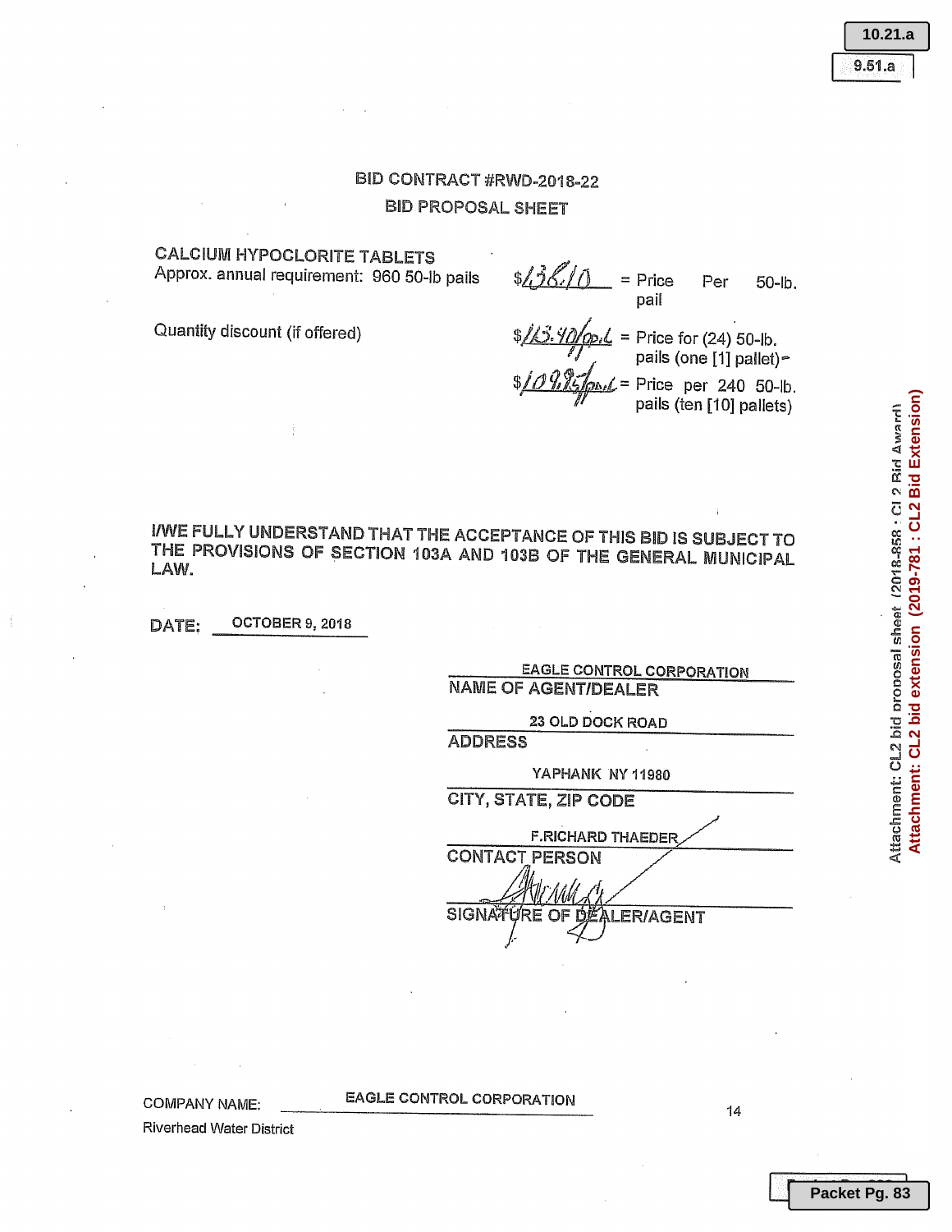BID CONTRACT #RWD-2018-22

BID PROPOSAL SHEET

**CALCIUM HYPOCLORITE TABLETS**

Approx. annual requirement: 960 50-lb pails — $138.10 = Price Per 50-lb. pail

Quantity discount (if offered) — $113.40/pail = Price for (24) 50-lb. pails (one [1] pallet)

$109.85/pail = Price per 240 50-lb. pails (ten [10] pallets)

I/WE FULLY UNDERSTAND THAT THE ACCEPTANCE OF THIS BID IS SUBJECT TO THE PROVISIONS OF SECTION 103A AND 103B OF THE GENERAL MUNICIPAL LAW.

DATE: OCTOBER 9, 2018

EAGLE CONTROL CORPORATION
NAME OF AGENT/DEALER

23 OLD DOCK ROAD
ADDRESS

YAPHANK NY 11980
CITY, STATE, ZIP CODE

F.RICHARD THAEDER
CONTACT PERSON

[signature]
SIGNATURE OF DEALER/AGENT

COMPANY NAME: EAGLE CONTROL CORPORATION

Riverhead Water District